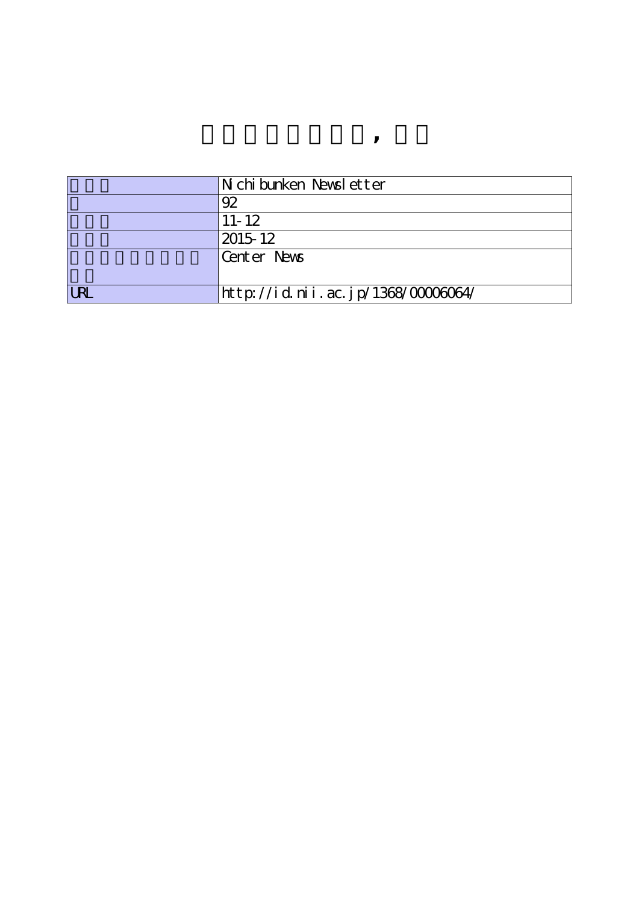| | |
|---|---|
| | Nichibunken Newsletter |
| | 92 |
| | 11-12 |
| | 2015-12 |
| | Center News |
| URL | http://id.nii.ac.jp/1368/00006064/ |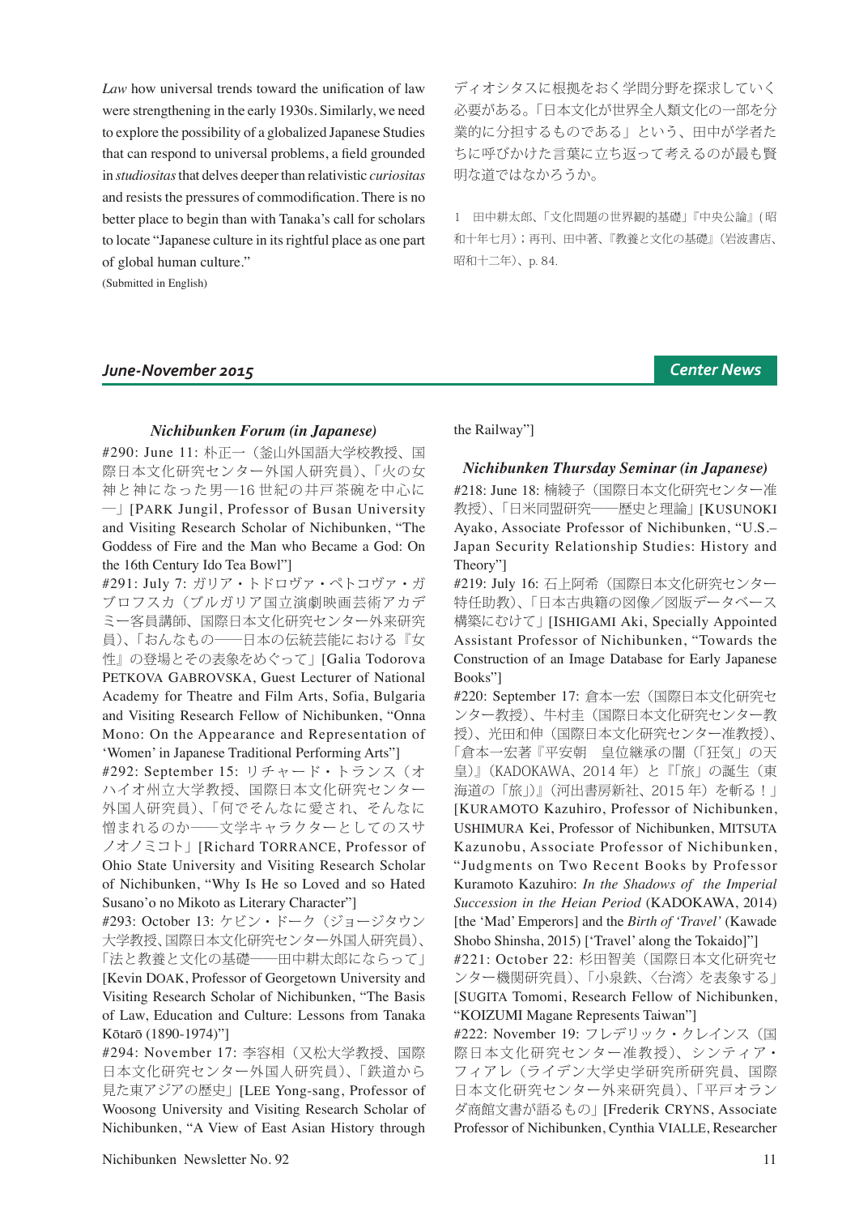*Law* how universal trends toward the unification of law were strengthening in the early 1930s. Similarly, we need to explore the possibility of a globalized Japanese Studies that can respond to universal problems, a field grounded in *studiositas* that delves deeper than relativistic *curiositas* and resists the pressures of commodification. There is no better place to begin than with Tanaka's call for scholars to locate "Japanese culture in its rightful place as one part of global human culture."

(Submitted in English)

ディオシタスに根拠をおく学問分野を探求していく必要がある。「日本文化が世界全人類文化の一部を分業的に分担するものである」という、田中が学者たちに呼びかけた言葉に立ち返って考えるのが最も賢明な道ではなかろうか。

1　田中耕太郎、「文化問題の世界観的基礎」『中央公論』(昭和十年七月)；再刊、田中著、『教養と文化の基礎』(岩波書店、昭和十二年)、p. 84.

## June-November 2015 — Center News

### Nichibunken Forum (in Japanese)

#290: June 11: 朴正一（釜山外国語大学校教授、国際日本文化研究センター外国人研究員)、「火の女神と神になった男―16 世紀の井戸茶碗を中心に―」[PARK Jungil, Professor of Busan University and Visiting Research Scholar of Nichibunken, "The Goddess of Fire and the Man who Became a God: On the 16th Century Ido Tea Bowl"]

#291: July 7: ガリア・トドロヴァ・ペトコヴァ・ガブロフスカ（ブルガリア国立演劇映画芸術アカデミー客員講師、国際日本文化研究センター外来研究員)、「おんなもの――日本の伝統芸能における『女性』の登場とその表象をめぐって」[Galia Todorova PETKOVA GABROVSKA, Guest Lecturer of National Academy for Theatre and Film Arts, Sofia, Bulgaria and Visiting Research Fellow of Nichibunken, "Onna Mono: On the Appearance and Representation of 'Women' in Japanese Traditional Performing Arts"]

#292: September 15: リチャード・トランス（オハイオ州立大学教授、国際日本文化研究センター外国人研究員)、「何でそんなに愛され、そんなに憎まれるのか――文学キャラクターとしてのスサノオノミコト」[Richard TORRANCE, Professor of Ohio State University and Visiting Research Scholar of Nichibunken, "Why Is He so Loved and so Hated Susano'o no Mikoto as Literary Character"]

#293: October 13: ケビン・ドーク（ジョージタウン大学教授、国際日本文化研究センター外国人研究員)、「法と教養と文化の基礎――田中耕太郎にならって」[Kevin DOAK, Professor of Georgetown University and Visiting Research Scholar of Nichibunken, "The Basis of Law, Education and Culture: Lessons from Tanaka Kōtarō (1890-1974)"]

#294: November 17: 李容相（又松大学教授、国際日本文化研究センター外国人研究員)、「鉄道から見た東アジアの歴史」[LEE Yong-sang, Professor of Woosong University and Visiting Research Scholar of Nichibunken, "A View of East Asian History through the Railway"]

### Nichibunken Thursday Seminar (in Japanese)

#218: June 18: 楠綾子（国際日本文化研究センター准教授)、「日米同盟研究――歴史と理論」[KUSUNOKI Ayako, Associate Professor of Nichibunken, "U.S.–Japan Security Relationship Studies: History and Theory"]

#219: July 16: 石上阿希（国際日本文化研究センター特任助教)、「日本古典籍の図像／図版データベース構築にむけて」[ISHIGAMI Aki, Specially Appointed Assistant Professor of Nichibunken, "Towards the Construction of an Image Database for Early Japanese Books"]

#220: September 17: 倉本一宏（国際日本文化研究センター教授)、牛村圭（国際日本文化研究センター教授)、光田和伸（国際日本文化研究センター准教授)、「倉本一宏著『平安朝　皇位継承の闇（「狂気」の天皇)』(KADOKAWA、2014 年）と『「旅」の誕生（東海道の「旅」)』(河出書房新社、2015 年）を斬る！」[KURAMOTO Kazuhiro, Professor of Nichibunken, USHIMURA Kei, Professor of Nichibunken, MITSUTA Kazunobu, Associate Professor of Nichibunken, "Judgments on Two Recent Books by Professor Kuramoto Kazuhiro: *In the Shadows of the Imperial Succession in the Heian Period* (KADOKAWA, 2014) [the 'Mad' Emperors] and the *Birth of 'Travel'* (Kawade Shobo Shinsha, 2015) ['Travel' along the Tokaido]"]

#221: October 22: 杉田智美（国際日本文化研究センター機関研究員)、「小泉鉄、〈台湾〉を表象する」[SUGITA Tomomi, Research Fellow of Nichibunken, "KOIZUMI Magane Represents Taiwan"]

#222: November 19: フレデリック・クレインス（国際日本文化研究センター准教授)、シンティア・フィアレ（ライデン大学史学研究所研究員、国際日本文化研究センター外来研究員)、「平戸オランダ商館文書が語るもの」[Frederik CRYNS, Associate Professor of Nichibunken, Cynthia VIALLE, Researcher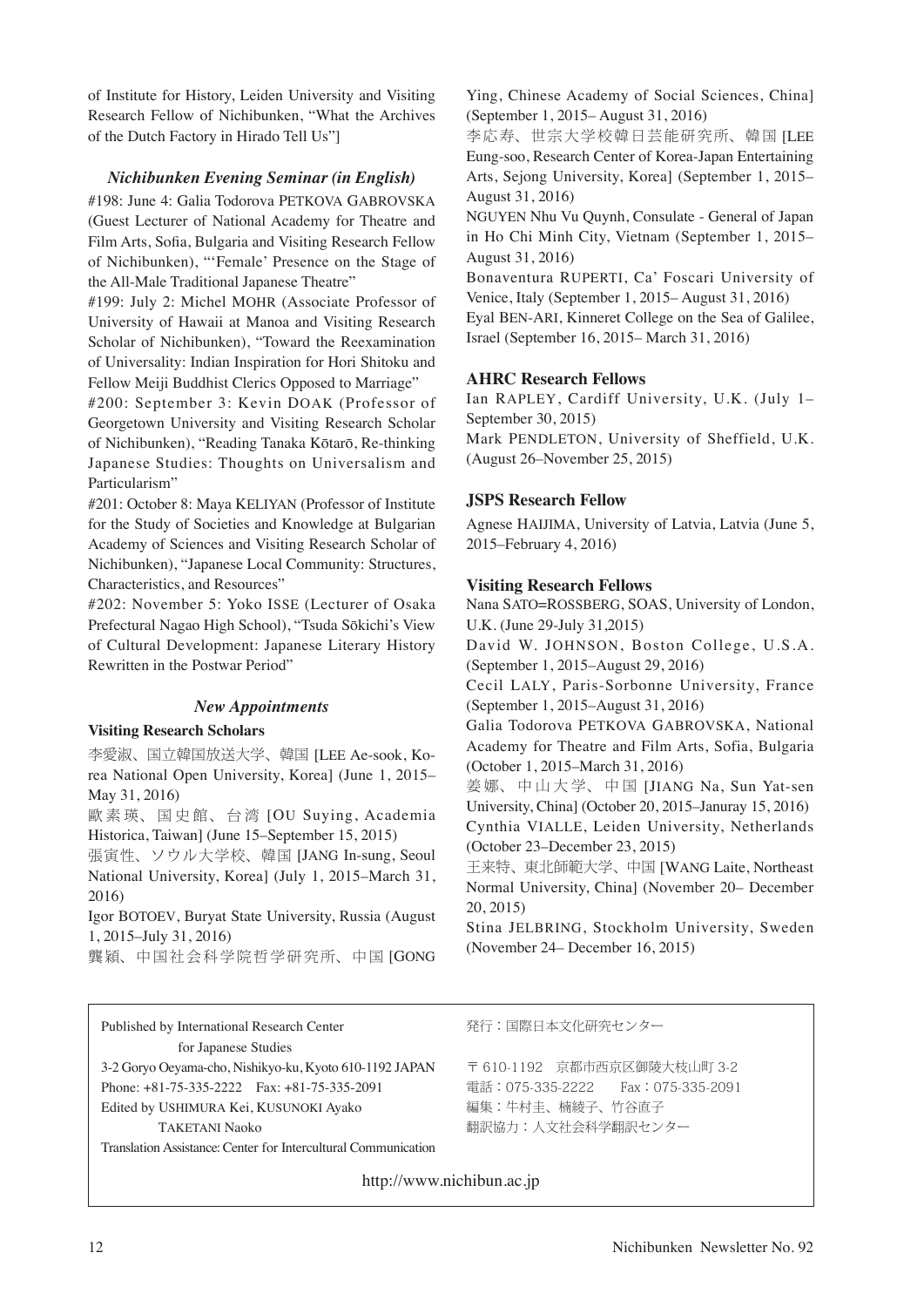of Institute for History, Leiden University and Visiting Research Fellow of Nichibunken, "What the Archives of the Dutch Factory in Hirado Tell Us"]

### *Nichibunken Evening Seminar (in English)*

#198: June 4: Galia Todorova PETKOVA GABROVSKA (Guest Lecturer of National Academy for Theatre and Film Arts, Sofia, Bulgaria and Visiting Research Fellow of Nichibunken), "'Female' Presence on the Stage of the All-Male Traditional Japanese Theatre"

#199: July 2: Michel MOHR (Associate Professor of University of Hawaii at Manoa and Visiting Research Scholar of Nichibunken), "Toward the Reexamination of Universality: Indian Inspiration for Hori Shitoku and Fellow Meiji Buddhist Clerics Opposed to Marriage"

#200: September 3: Kevin DOAK (Professor of Georgetown University and Visiting Research Scholar of Nichibunken), "Reading Tanaka Kōtarō, Re-thinking Japanese Studies: Thoughts on Universalism and Particularism"

#201: October 8: Maya KELIYAN (Professor of Institute for the Study of Societies and Knowledge at Bulgarian Academy of Sciences and Visiting Research Scholar of Nichibunken), "Japanese Local Community: Structures, Characteristics, and Resources"

#202: November 5: Yoko ISSE (Lecturer of Osaka Prefectural Nagao High School), "Tsuda Sōkichi's View of Cultural Development: Japanese Literary History Rewritten in the Postwar Period"

### *New Appointments*

**Visiting Research Scholars**

李愛淑、国立韓国放送大学、韓国 [LEE Ae-sook, Korea National Open University, Korea] (June 1, 2015–May 31, 2016)

歐素瑛、国史館、台湾 [OU Suying, Academia Historica, Taiwan] (June 15–September 15, 2015)

張寅性、ソウル大学校、韓国 [JANG In-sung, Seoul National University, Korea] (July 1, 2015–March 31, 2016)

Igor BOTOEV, Buryat State University, Russia (August 1, 2015–July 31, 2016)

龔穎、中国社会科学院哲学研究所、中国 [GONG Ying, Chinese Academy of Social Sciences, China] (September 1, 2015– August 31, 2016)

李応寿、世宗大学校韓日芸能研究所、韓国 [LEE Eung-soo, Research Center of Korea-Japan Entertaining Arts, Sejong University, Korea] (September 1, 2015–August 31, 2016)

NGUYEN Nhu Vu Quynh, Consulate - General of Japan in Ho Chi Minh City, Vietnam (September 1, 2015–August 31, 2016)

Bonaventura RUPERTI, Ca' Foscari University of Venice, Italy (September 1, 2015– August 31, 2016)

Eyal BEN-ARI, Kinneret College on the Sea of Galilee, Israel (September 16, 2015– March 31, 2016)

**AHRC Research Fellows**

Ian RAPLEY, Cardiff University, U.K. (July 1–September 30, 2015)

Mark PENDLETON, University of Sheffield, U.K. (August 26–November 25, 2015)

**JSPS Research Fellow**

Agnese HAIJIMA, University of Latvia, Latvia (June 5, 2015–February 4, 2016)

**Visiting Research Fellows**

Nana SATO=ROSSBERG, SOAS, University of London, U.K. (June 29-July 31,2015)

David W. JOHNSON, Boston College, U.S.A. (September 1, 2015–August 29, 2016)

Cecil LALY, Paris-Sorbonne University, France (September 1, 2015–August 31, 2016)

Galia Todorova PETKOVA GABROVSKA, National Academy for Theatre and Film Arts, Sofia, Bulgaria (October 1, 2015–March 31, 2016)

姜娜、中山大学、中国 [JIANG Na, Sun Yat-sen University, China] (October 20, 2015–Januray 15, 2016)

Cynthia VIALLE, Leiden University, Netherlands (October 23–December 23, 2015)

王来特、東北師範大学、中国 [WANG Laite, Northeast Normal University, China] (November 20– December 20, 2015)

Stina JELBRING, Stockholm University, Sweden (November 24– December 16, 2015)

---

Published by International Research Center for Japanese Studies
3-2 Goryo Oeyama-cho, Nishikyo-ku, Kyoto 610-1192 JAPAN
Phone: +81-75-335-2222 Fax: +81-75-335-2091
Edited by USHIMURA Kei, KUSUNOKI Ayako TAKETANI Naoko
Translation Assistance: Center for Intercultural Communication

発行：国際日本文化研究センター
〒610-1192 京都市西京区御陵大枝山町 3-2
電話：075-335-2222 Fax：075-335-2091
編集：牛村圭、楠綾子、竹谷直子
翻訳協力：人文社会科学翻訳センター

http://www.nichibun.ac.jp